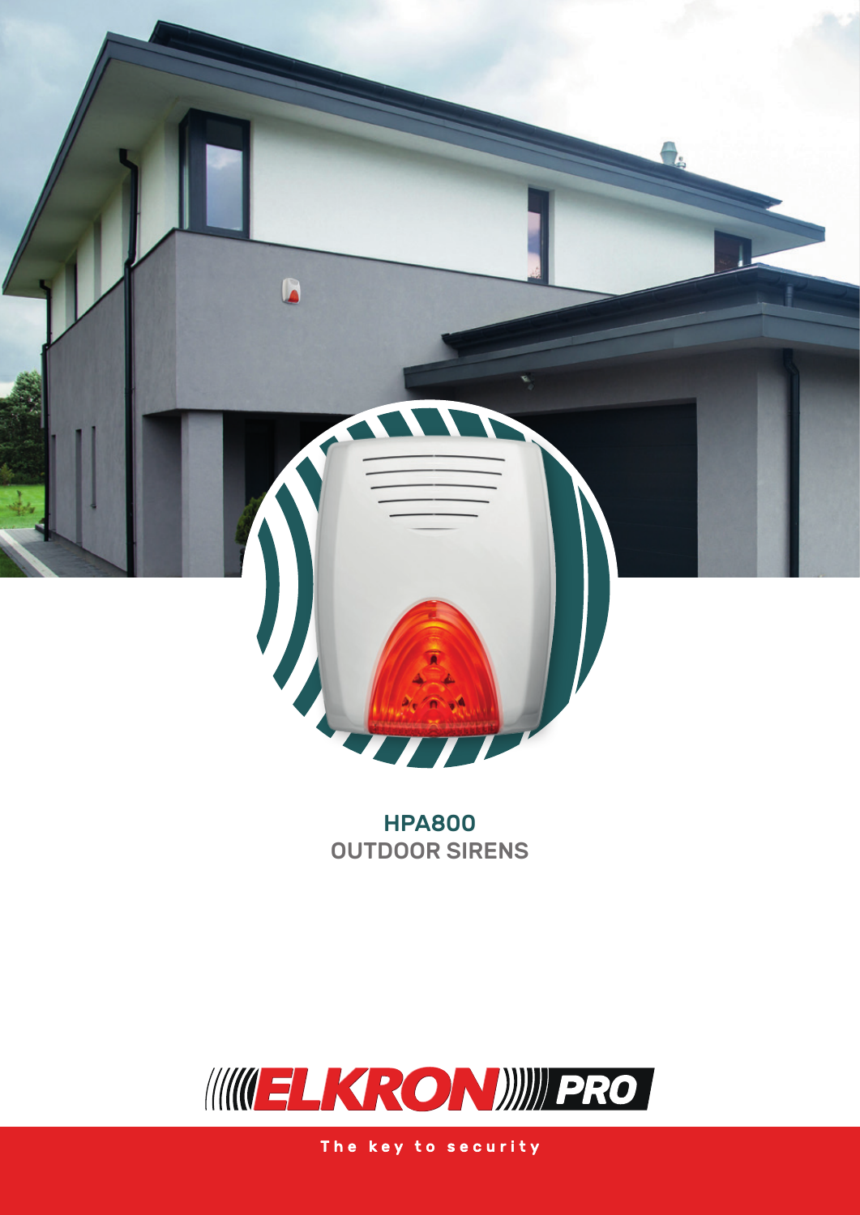# HPA800
## OUTDOOR SIRENS

ELKRON PRO

The key to security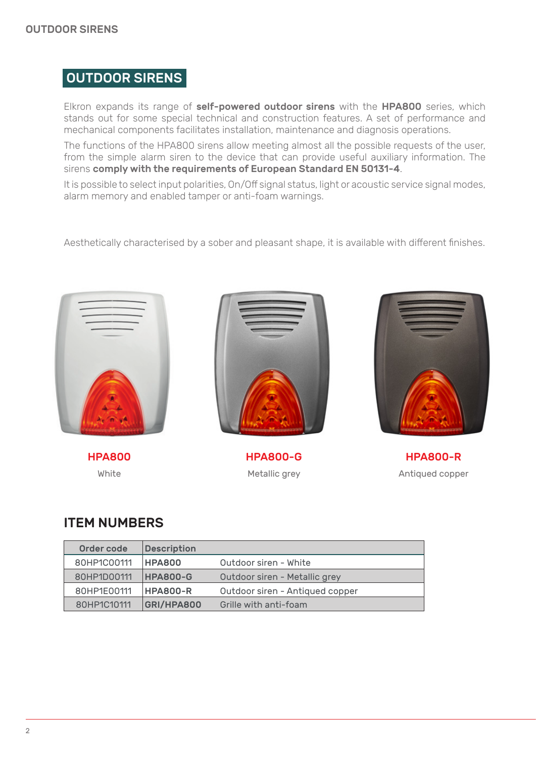# OUTDOOR SIRENS

Elkron expands its range of **self-powered outdoor sirens** with the **HPA800** series, which stands out for some special technical and construction features. A set of performance and mechanical components facilitates installation, maintenance and diagnosis operations.

The functions of the HPA800 sirens allow meeting almost all the possible requests of the user, from the simple alarm siren to the device that can provide useful auxiliary information. The sirens **comply with the requirements of European Standard EN 50131-4**.

It is possible to select input polarities, On/Off signal status, light or acoustic service signal modes, alarm memory and enabled tamper or anti-foam warnings.

Aesthetically characterised by a sober and pleasant shape, it is available with different finishes.

**HPA800**
White

**HPA800-G**
Metallic grey

**HPA800-R**
Antiqued copper

## ITEM NUMBERS

| Order code | Description | |
|---|---|---|
| 80HP1C00111 | **HPA800** | Outdoor siren - White |
| 80HP1D00111 | **HPA800-G** | Outdoor siren - Metallic grey |
| 80HP1E00111 | **HPA800-R** | Outdoor siren - Antiqued copper |
| 80HP1C10111 | **GRI/HPA800** | Grille with anti-foam |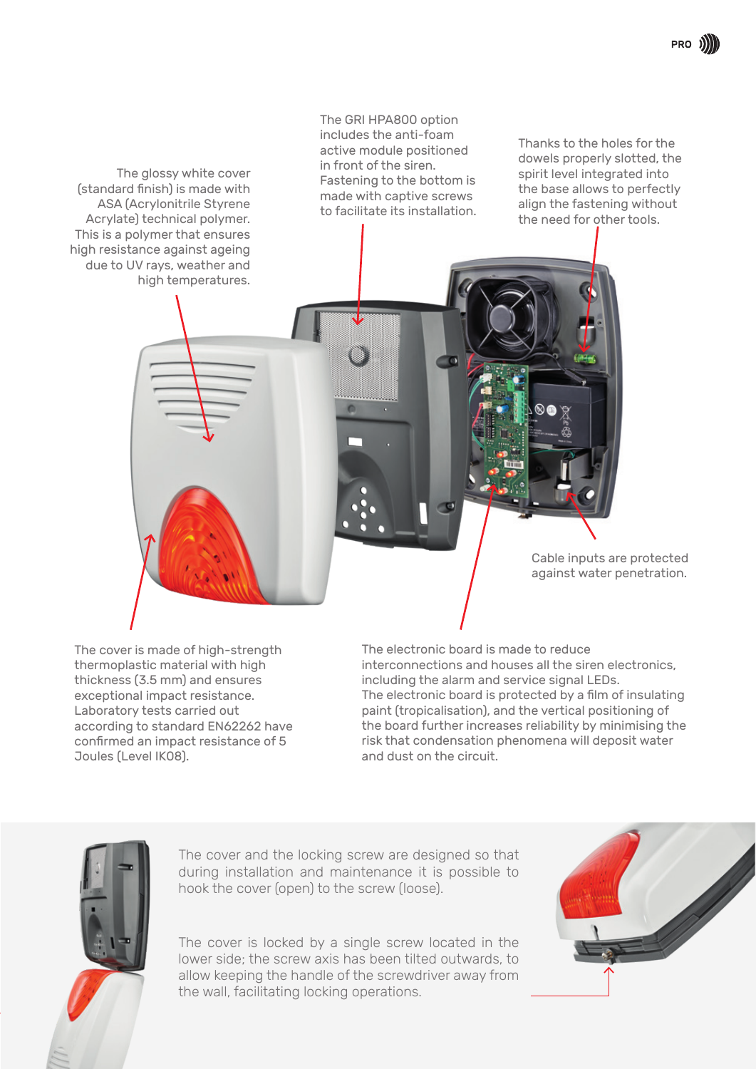The glossy white cover (standard finish) is made with ASA (Acrylonitrile Styrene Acrylate) technical polymer. This is a polymer that ensures high resistance against ageing due to UV rays, weather and high temperatures.

The GRI HPA800 option includes the anti-foam active module positioned in front of the siren. Fastening to the bottom is made with captive screws to facilitate its installation.

Thanks to the holes for the dowels properly slotted, the spirit level integrated into the base allows to perfectly align the fastening without the need for other tools.

Cable inputs are protected against water penetration.

The cover is made of high-strength thermoplastic material with high thickness (3.5 mm) and ensures exceptional impact resistance. Laboratory tests carried out according to standard EN62262 have confirmed an impact resistance of 5 Joules (Level IK08).

The electronic board is made to reduce interconnections and houses all the siren electronics, including the alarm and service signal LEDs. The electronic board is protected by a film of insulating paint (tropicalisation), and the vertical positioning of the board further increases reliability by minimising the risk that condensation phenomena will deposit water and dust on the circuit.

The cover and the locking screw are designed so that during installation and maintenance it is possible to hook the cover (open) to the screw (loose).

The cover is locked by a single screw located in the lower side; the screw axis has been tilted outwards, to allow keeping the handle of the screwdriver away from the wall, facilitating locking operations.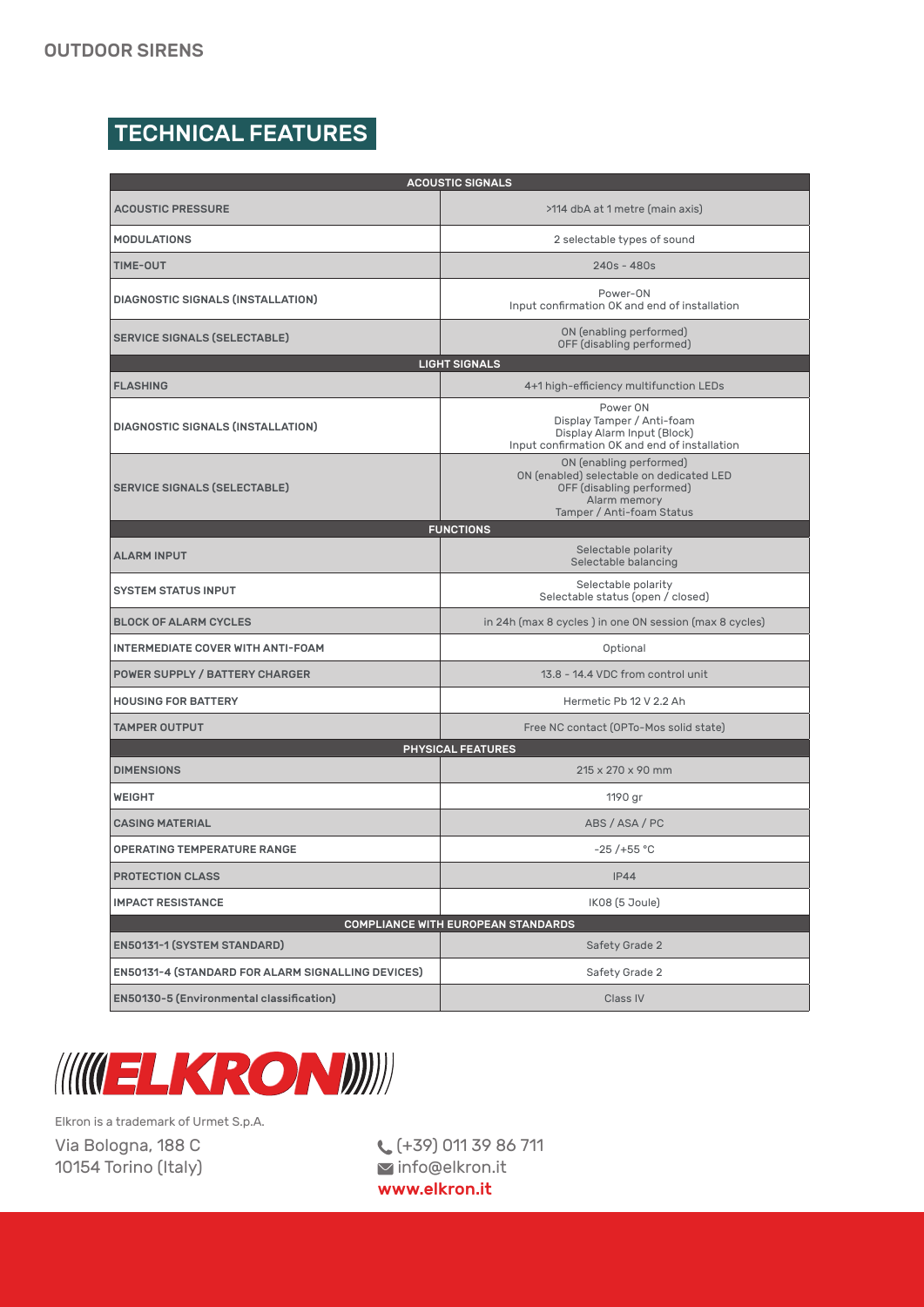OUTDOOR SIRENS

## TECHNICAL FEATURES

| | |
|---|---|
| **ACOUSTIC SIGNALS** | |
| ACOUSTIC PRESSURE | >114 dbA at 1 metre (main axis) |
| MODULATIONS | 2 selectable types of sound |
| TIME-OUT | 240s - 480s |
| DIAGNOSTIC SIGNALS (INSTALLATION) | Power-ON<br>Input confirmation OK and end of installation |
| SERVICE SIGNALS (SELECTABLE) | ON (enabling performed)<br>OFF (disabling performed) |
| **LIGHT SIGNALS** | |
| FLASHING | 4+1 high-efficiency multifunction LEDs |
| DIAGNOSTIC SIGNALS (INSTALLATION) | Power ON<br>Display Tamper / Anti-foam<br>Display Alarm Input (Block)<br>Input confirmation OK and end of installation |
| SERVICE SIGNALS (SELECTABLE) | ON (enabling performed)<br>ON (enabled) selectable on dedicated LED<br>OFF (disabling performed)<br>Alarm memory<br>Tamper / Anti-foam Status |
| **FUNCTIONS** | |
| ALARM INPUT | Selectable polarity<br>Selectable balancing |
| SYSTEM STATUS INPUT | Selectable polarity<br>Selectable status (open / closed) |
| BLOCK OF ALARM CYCLES | in 24h (max 8 cycles ) in one ON session (max 8 cycles) |
| INTERMEDIATE COVER WITH ANTI-FOAM | Optional |
| POWER SUPPLY / BATTERY CHARGER | 13.8 - 14.4 VDC from control unit |
| HOUSING FOR BATTERY | Hermetic Pb 12 V 2.2 Ah |
| TAMPER OUTPUT | Free NC contact (OPTo-Mos solid state) |
| **PHYSICAL FEATURES** | |
| DIMENSIONS | 215 x 270 x 90 mm |
| WEIGHT | 1190 gr |
| CASING MATERIAL | ABS / ASA / PC |
| OPERATING TEMPERATURE RANGE | -25 /+55 °C |
| PROTECTION CLASS | IP44 |
| IMPACT RESISTANCE | IK08 (5 Joule) |
| **COMPLIANCE WITH EUROPEAN STANDARDS** | |
| EN50131-1 (SYSTEM STANDARD) | Safety Grade 2 |
| EN50131-4 (STANDARD FOR ALARM SIGNALLING DEVICES) | Safety Grade 2 |
| EN50130-5 (Environmental classification) | Class IV |

ELKRON

Elkron is a trademark of Urmet S.p.A.

Via Bologna, 188 C
10154 Torino (Italy)

(+39) 011 39 86 711
info@elkron.it
**www.elkron.it**